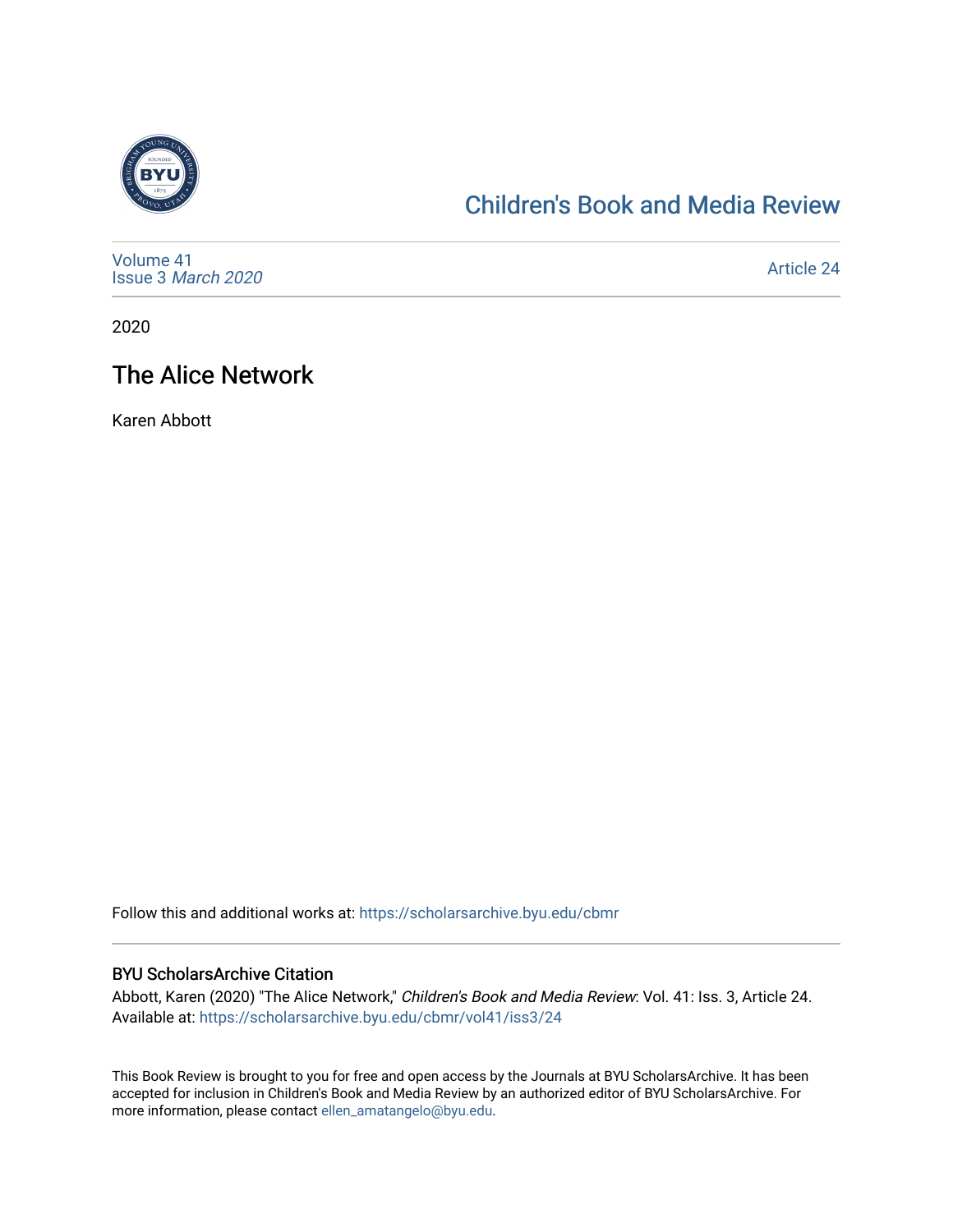Children's Book and Media Review

Volume 41
Issue 3 *March 2020*

Article 24

2020

# The Alice Network

Karen Abbott

Follow this and additional works at: https://scholarsarchive.byu.edu/cbmr

## BYU ScholarsArchive Citation

Abbott, Karen (2020) "The Alice Network," *Children's Book and Media Review*: Vol. 41: Iss. 3, Article 24.
Available at: https://scholarsarchive.byu.edu/cbmr/vol41/iss3/24

This Book Review is brought to you for free and open access by the Journals at BYU ScholarsArchive. It has been accepted for inclusion in Children's Book and Media Review by an authorized editor of BYU ScholarsArchive. For more information, please contact ellen_amatangelo@byu.edu.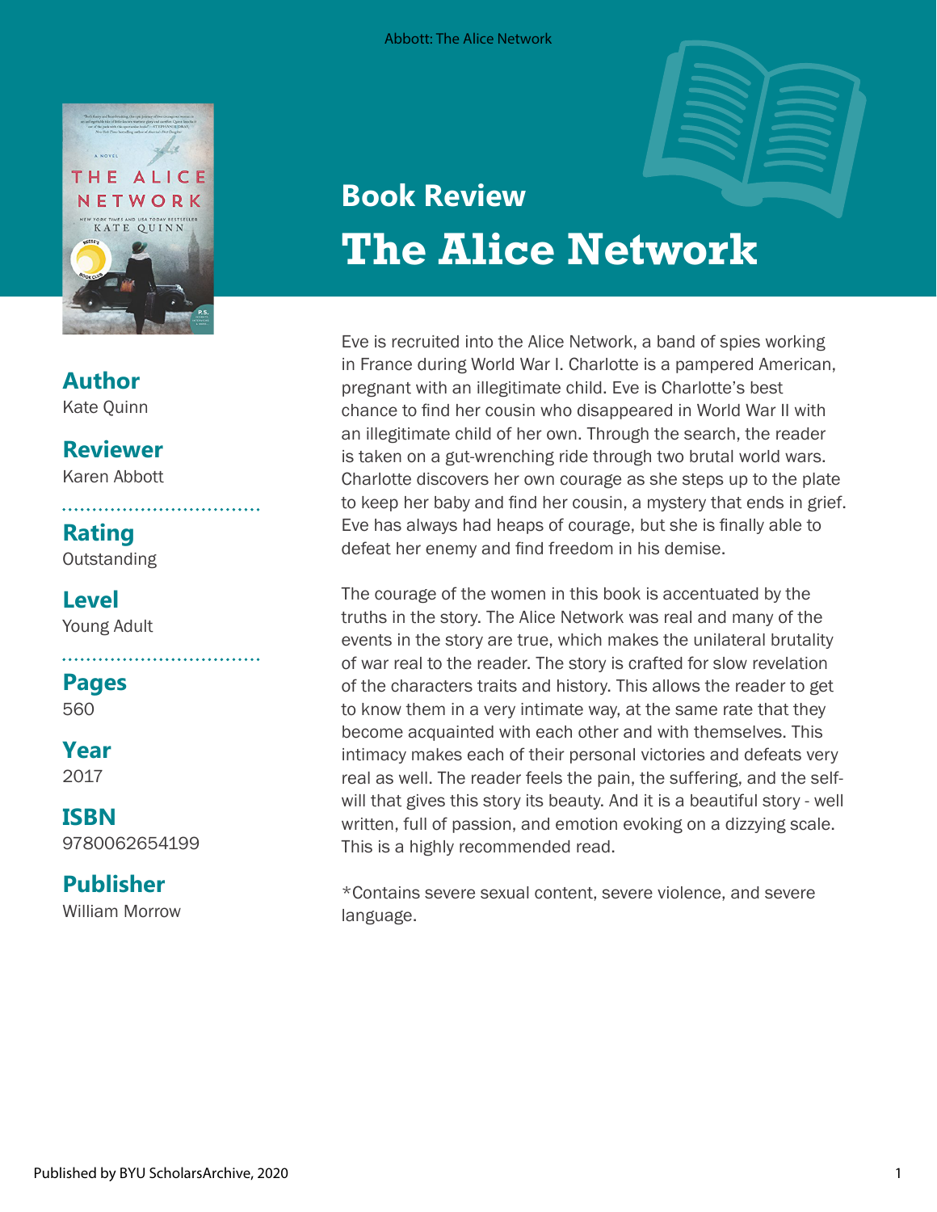## Book Review

# The Alice Network

**Author**
Kate Quinn

**Reviewer**
Karen Abbott

**Rating**
Outstanding

**Level**
Young Adult

**Pages**
560

**Year**
2017

**ISBN**
9780062654199

**Publisher**
William Morrow

Eve is recruited into the Alice Network, a band of spies working in France during World War I. Charlotte is a pampered American, pregnant with an illegitimate child. Eve is Charlotte's best chance to find her cousin who disappeared in World War II with an illegitimate child of her own. Through the search, the reader is taken on a gut-wrenching ride through two brutal world wars. Charlotte discovers her own courage as she steps up to the plate to keep her baby and find her cousin, a mystery that ends in grief. Eve has always had heaps of courage, but she is finally able to defeat her enemy and find freedom in his demise.

The courage of the women in this book is accentuated by the truths in the story. The Alice Network was real and many of the events in the story are true, which makes the unilateral brutality of war real to the reader. The story is crafted for slow revelation of the characters traits and history. This allows the reader to get to know them in a very intimate way, at the same rate that they become acquainted with each other and with themselves. This intimacy makes each of their personal victories and defeats very real as well. The reader feels the pain, the suffering, and the self-will that gives this story its beauty. And it is a beautiful story - well written, full of passion, and emotion evoking on a dizzying scale. This is a highly recommended read.

*Contains severe sexual content, severe violence, and severe language.